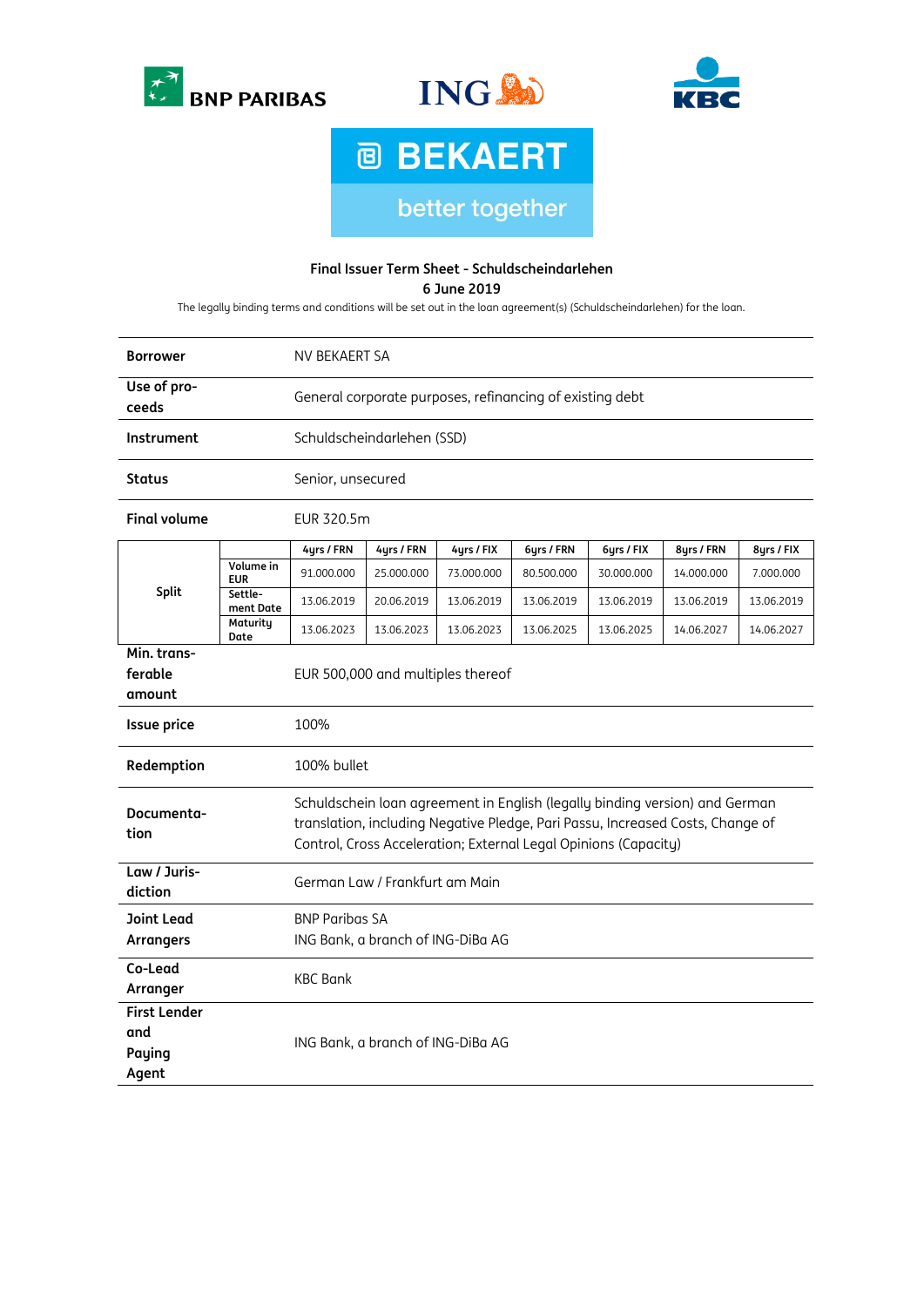BNP PARIBAS | ING | KBC

BEKAERT
better together

**Final Issuer Term Sheet - Schuldscheindarlehen**

**6 June 2019**

The legally binding terms and conditions will be set out in the loan agreement(s) (Schuldscheindarlehen) for the loan.

| | |
|---|---|
| **Borrower** | NV BEKAERT SA |
| **Use of proceeds** | General corporate purposes, refinancing of existing debt |
| **Instrument** | Schuldscheindarlehen (SSD) |
| **Status** | Senior, unsecured |
| **Final volume** | EUR 320.5m |

| Split | | 4yrs / FRN | 4yrs / FRN | 4yrs / FIX | 6yrs / FRN | 6yrs / FIX | 8yrs / FRN | 8yrs / FIX |
|---|---|---|---|---|---|---|---|---|
| | **Volume in EUR** | 91.000.000 | 25.000.000 | 73.000.000 | 80.500.000 | 30.000.000 | 14.000.000 | 7.000.000 |
| | **Settlement Date** | 13.06.2019 | 20.06.2019 | 13.06.2019 | 13.06.2019 | 13.06.2019 | 13.06.2019 | 13.06.2019 |
| | **Maturity Date** | 13.06.2023 | 13.06.2023 | 13.06.2023 | 13.06.2025 | 13.06.2025 | 14.06.2027 | 14.06.2027 |

| | |
|---|---|
| **Min. transferable amount** | EUR 500,000 and multiples thereof |
| **Issue price** | 100% |
| **Redemption** | 100% bullet |
| **Documentation** | Schuldschein loan agreement in English (legally binding version) and German translation, including Negative Pledge, Pari Passu, Increased Costs, Change of Control, Cross Acceleration; External Legal Opinions (Capacity) |
| **Law / Jurisdiction** | German Law / Frankfurt am Main |
| **Joint Lead Arrangers** | BNP Paribas SA<br>ING Bank, a branch of ING-DiBa AG |
| **Co-Lead Arranger** | KBC Bank |
| **First Lender and Paying Agent** | ING Bank, a branch of ING-DiBa AG |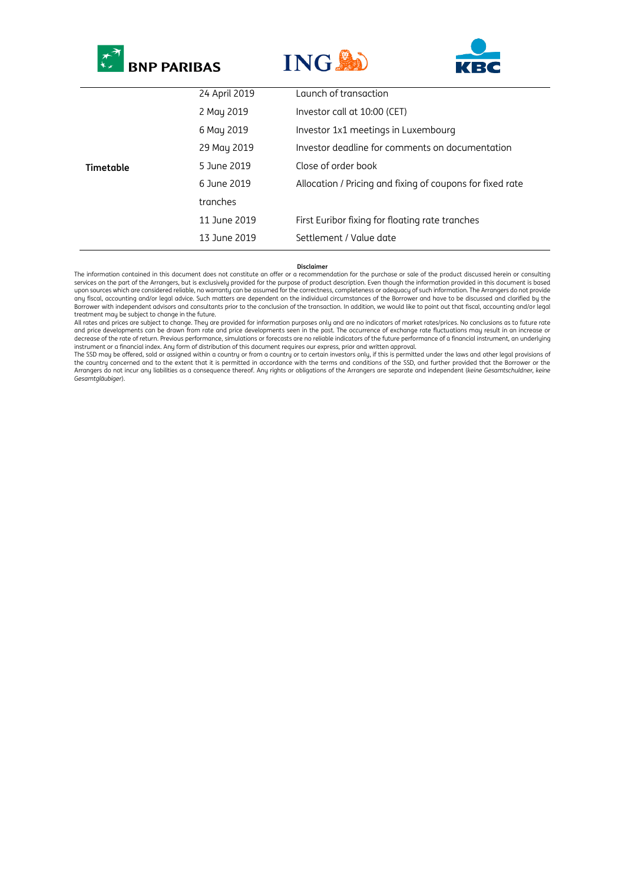| | | |
|---|---|---|
| **Timetable** | 24 April 2019 | Launch of transaction |
| | 2 May 2019 | Investor call at 10:00 (CET) |
| | 6 May 2019 | Investor 1x1 meetings in Luxembourg |
| | 29 May 2019 | Investor deadline for comments on documentation |
| | 5 June 2019 | Close of order book |
| | 6 June 2019 | Allocation / Pricing and fixing of coupons for fixed rate tranches |
| | 11 June 2019 | First Euribor fixing for floating rate tranches |
| | 13 June 2019 | Settlement / Value date |

**Disclaimer**

The information contained in this document does not constitute an offer or a recommendation for the purchase or sale of the product discussed herein or consulting services on the part of the Arrangers, but is exclusively provided for the purpose of product description. Even though the information provided in this document is based upon sources which are considered reliable, no warranty can be assumed for the correctness, completeness or adequacy of such information. The Arrangers do not provide any fiscal, accounting and/or legal advice. Such matters are dependent on the individual circumstances of the Borrower and have to be discussed and clarified by the Borrower with independent advisors and consultants prior to the conclusion of the transaction. In addition, we would like to point out that fiscal, accounting and/or legal treatment may be subject to change in the future.

All rates and prices are subject to change. They are provided for information purposes only and are no indicators of market rates/prices. No conclusions as to future rate and price developments can be drawn from rate and price developments seen in the past. The occurrence of exchange rate fluctuations may result in an increase or decrease of the rate of return. Previous performance, simulations or forecasts are no reliable indicators of the future performance of a financial instrument, an underlying instrument or a financial index. Any form of distribution of this document requires our express, prior and written approval.

The SSD may be offered, sold or assigned within a country or from a country or to certain investors only, if this is permitted under the laws and other legal provisions of the country concerned and to the extent that it is permitted in accordance with the terms and conditions of the SSD, and further provided that the Borrower or the Arrangers do not incur any liabilities as a consequence thereof. Any rights or obligations of the Arrangers are separate and independent (*keine Gesamtschuldner, keine Gesamtgläubiger*).